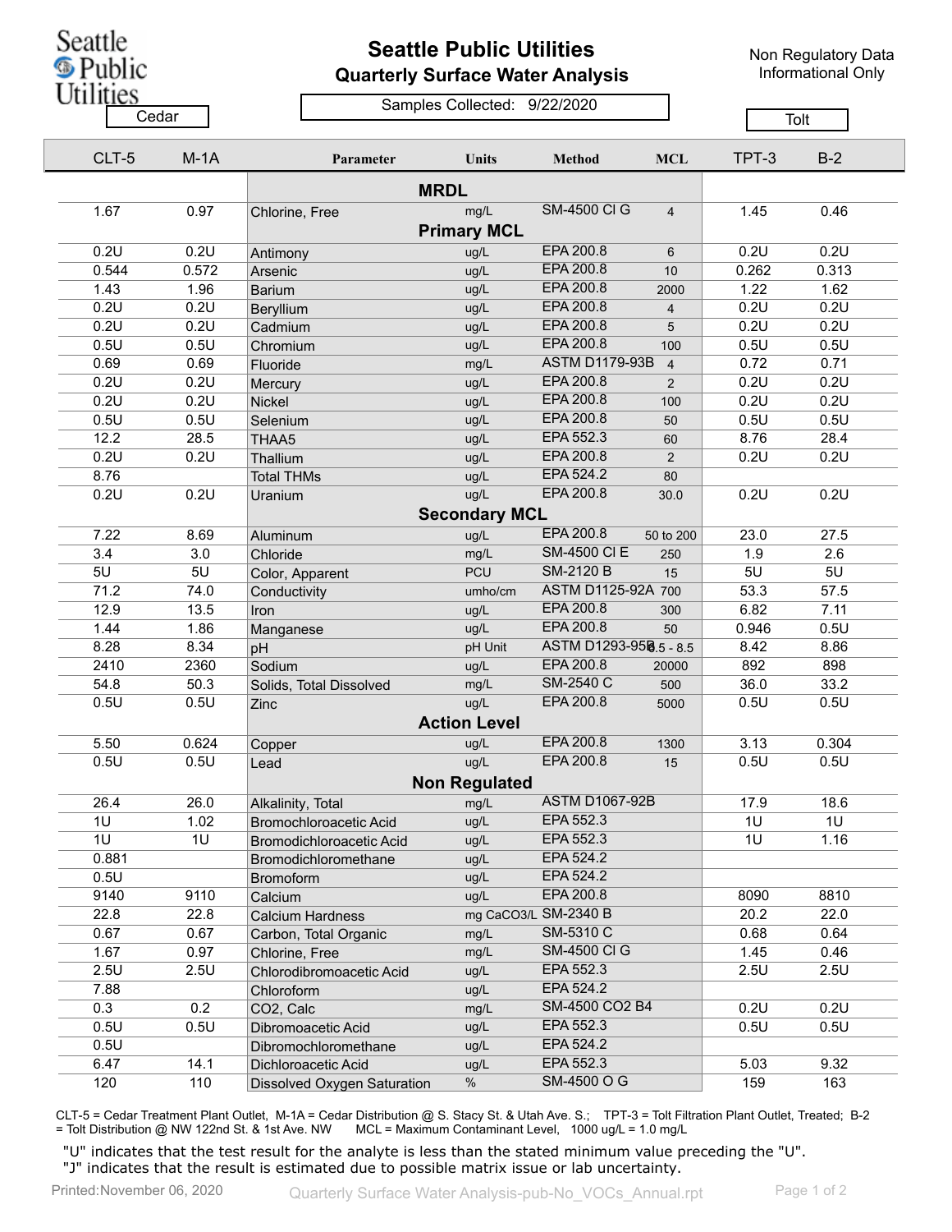# Seattle Public Utilities

## Quarterly Surface Water Analysis

Non Regulatory Data
Informational Only

Samples Collected: 9/22/2020

| Cedar | | | | | | Tolt | |
|---|---|---|---|---|---|---|---|
| CLT-5 | M-1A | Parameter | Units | Method | MCL | TPT-3 | B-2 |
| | | **MRDL** | | | | | |
| 1.67 | 0.97 | Chlorine, Free | mg/L | SM-4500 Cl G | 4 | 1.45 | 0.46 |
| | | **Primary MCL** | | | | | |
| 0.2U | 0.2U | Antimony | ug/L | EPA 200.8 | 6 | 0.2U | 0.2U |
| 0.544 | 0.572 | Arsenic | ug/L | EPA 200.8 | 10 | 0.262 | 0.313 |
| 1.43 | 1.96 | Barium | ug/L | EPA 200.8 | 2000 | 1.22 | 1.62 |
| 0.2U | 0.2U | Beryllium | ug/L | EPA 200.8 | 4 | 0.2U | 0.2U |
| 0.2U | 0.2U | Cadmium | ug/L | EPA 200.8 | 5 | 0.2U | 0.2U |
| 0.5U | 0.5U | Chromium | ug/L | EPA 200.8 | 100 | 0.5U | 0.5U |
| 0.69 | 0.69 | Fluoride | mg/L | ASTM D1179-93B | 4 | 0.72 | 0.71 |
| 0.2U | 0.2U | Mercury | ug/L | EPA 200.8 | 2 | 0.2U | 0.2U |
| 0.2U | 0.2U | Nickel | ug/L | EPA 200.8 | 100 | 0.2U | 0.2U |
| 0.5U | 0.5U | Selenium | ug/L | EPA 200.8 | 50 | 0.5U | 0.5U |
| 12.2 | 28.5 | THAA5 | ug/L | EPA 552.3 | 60 | 8.76 | 28.4 |
| 0.2U | 0.2U | Thallium | ug/L | EPA 200.8 | 2 | 0.2U | 0.2U |
| 8.76 | | Total THMs | ug/L | EPA 524.2 | 80 | | |
| 0.2U | 0.2U | Uranium | ug/L | EPA 200.8 | 30.0 | 0.2U | 0.2U |
| | | **Secondary MCL** | | | | | |
| 7.22 | 8.69 | Aluminum | ug/L | EPA 200.8 | 50 to 200 | 23.0 | 27.5 |
| 3.4 | 3.0 | Chloride | mg/L | SM-4500 Cl E | 250 | 1.9 | 2.6 |
| 5U | 5U | Color, Apparent | PCU | SM-2120 B | 15 | 5U | 5U |
| 71.2 | 74.0 | Conductivity | umho/cm | ASTM D1125-92A | 700 | 53.3 | 57.5 |
| 12.9 | 13.5 | Iron | ug/L | EPA 200.8 | 300 | 6.82 | 7.11 |
| 1.44 | 1.86 | Manganese | ug/L | EPA 200.8 | 50 | 0.946 | 0.5U |
| 8.28 | 8.34 | pH | pH Unit | ASTM D1293-95B | 6.5 - 8.5 | 8.42 | 8.86 |
| 2410 | 2360 | Sodium | ug/L | EPA 200.8 | 20000 | 892 | 898 |
| 54.8 | 50.3 | Solids, Total Dissolved | mg/L | SM-2540 C | 500 | 36.0 | 33.2 |
| 0.5U | 0.5U | Zinc | ug/L | EPA 200.8 | 5000 | 0.5U | 0.5U |
| | | **Action Level** | | | | | |
| 5.50 | 0.624 | Copper | ug/L | EPA 200.8 | 1300 | 3.13 | 0.304 |
| 0.5U | 0.5U | Lead | ug/L | EPA 200.8 | 15 | 0.5U | 0.5U |
| | | **Non Regulated** | | | | | |
| 26.4 | 26.0 | Alkalinity, Total | mg/L | ASTM D1067-92B | | 17.9 | 18.6 |
| 1U | 1.02 | Bromochloroacetic Acid | ug/L | EPA 552.3 | | 1U | 1U |
| 1U | 1U | Bromodichloroacetic Acid | ug/L | EPA 552.3 | | 1U | 1.16 |
| 0.881 | | Bromodichloromethane | ug/L | EPA 524.2 | | | |
| 0.5U | | Bromoform | ug/L | EPA 524.2 | | | |
| 9140 | 9110 | Calcium | ug/L | EPA 200.8 | | 8090 | 8810 |
| 22.8 | 22.8 | Calcium Hardness | mg CaCO3/L | SM-2340 B | | 20.2 | 22.0 |
| 0.67 | 0.67 | Carbon, Total Organic | mg/L | SM-5310 C | | 0.68 | 0.64 |
| 1.67 | 0.97 | Chlorine, Free | mg/L | SM-4500 Cl G | | 1.45 | 0.46 |
| 2.5U | 2.5U | Chlorodibromoacetic Acid | ug/L | EPA 552.3 | | 2.5U | 2.5U |
| 7.88 | | Chloroform | ug/L | EPA 524.2 | | | |
| 0.3 | 0.2 | CO2, Calc | mg/L | SM-4500 CO2 B4 | | 0.2U | 0.2U |
| 0.5U | 0.5U | Dibromoacetic Acid | ug/L | EPA 552.3 | | 0.5U | 0.5U |
| 0.5U | | Dibromochloromethane | ug/L | EPA 524.2 | | | |
| 6.47 | 14.1 | Dichloroacetic Acid | ug/L | EPA 552.3 | | 5.03 | 9.32 |
| 120 | 110 | Dissolved Oxygen Saturation | % | SM-4500 O G | | 159 | 163 |

CLT-5 = Cedar Treatment Plant Outlet, M-1A = Cedar Distribution @ S. Stacy St. & Utah Ave. S.; TPT-3 = Tolt Filtration Plant Outlet, Treated; B-2 = Tolt Distribution @ NW 122nd St. & 1st Ave. NW MCL = Maximum Contaminant Level, 1000 ug/L = 1.0 mg/L

"U" indicates that the test result for the analyte is less than the stated minimum value preceding the "U".
"J" indicates that the result is estimated due to possible matrix issue or lab uncertainty.

Printed: November 06, 2020 Quarterly Surface Water Analysis-pub-No_VOCs_Annual.rpt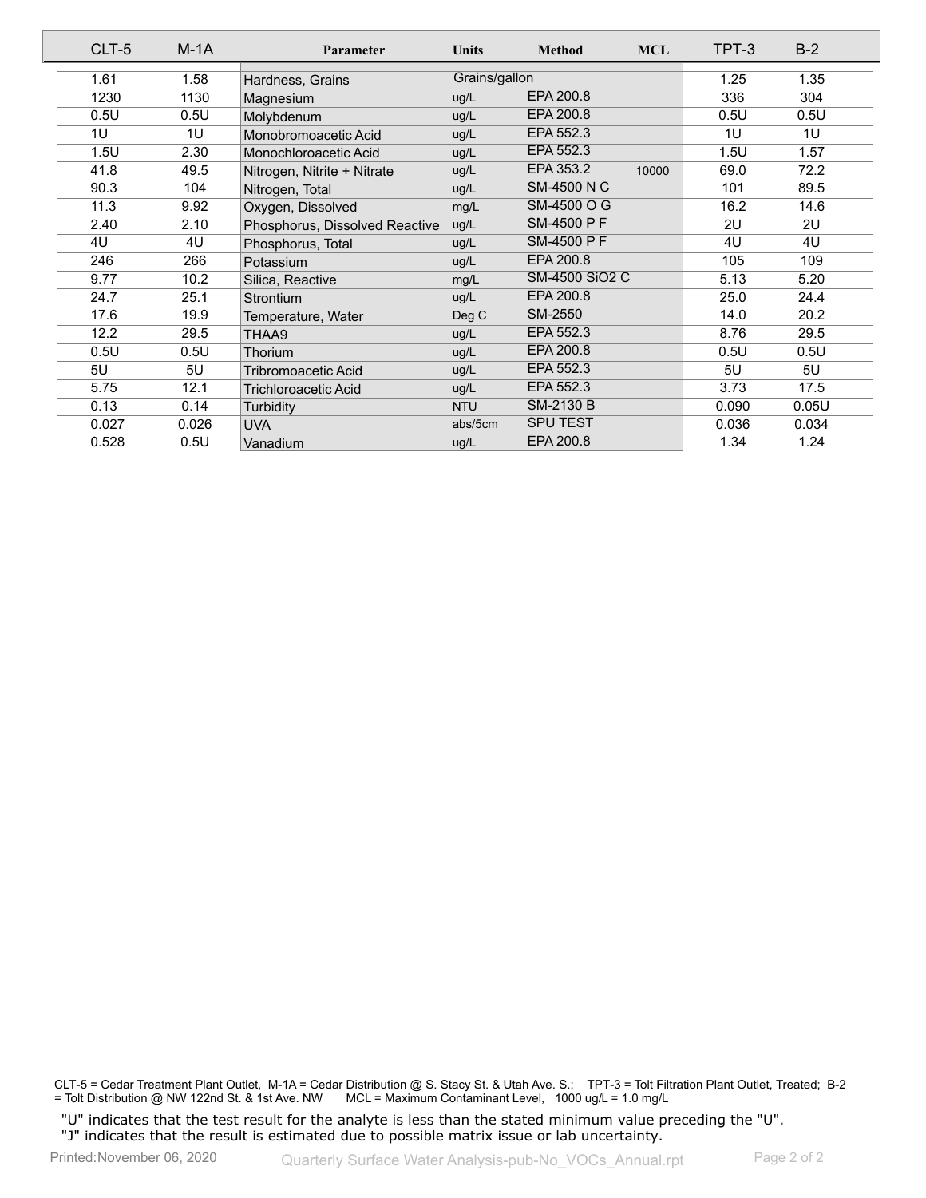| CLT-5 | M-1A | Parameter | Units | Method | MCL | TPT-3 | B-2 |
|---|---|---|---|---|---|---|---|
| 1.61 | 1.58 | Hardness, Grains | Grains/gallon | | | 1.25 | 1.35 |
| 1230 | 1130 | Magnesium | ug/L | EPA 200.8 | | 336 | 304 |
| 0.5U | 0.5U | Molybdenum | ug/L | EPA 200.8 | | 0.5U | 0.5U |
| 1U | 1U | Monobromoacetic Acid | ug/L | EPA 552.3 | | 1U | 1U |
| 1.5U | 2.30 | Monochloroacetic Acid | ug/L | EPA 552.3 | | 1.5U | 1.57 |
| 41.8 | 49.5 | Nitrogen, Nitrite + Nitrate | ug/L | EPA 353.2 | 10000 | 69.0 | 72.2 |
| 90.3 | 104 | Nitrogen, Total | ug/L | SM-4500 N C | | 101 | 89.5 |
| 11.3 | 9.92 | Oxygen, Dissolved | mg/L | SM-4500 O G | | 16.2 | 14.6 |
| 2.40 | 2.10 | Phosphorus, Dissolved Reactive | ug/L | SM-4500 P F | | 2U | 2U |
| 4U | 4U | Phosphorus, Total | ug/L | SM-4500 P F | | 4U | 4U |
| 246 | 266 | Potassium | ug/L | EPA 200.8 | | 105 | 109 |
| 9.77 | 10.2 | Silica, Reactive | mg/L | SM-4500 SiO2 C | | 5.13 | 5.20 |
| 24.7 | 25.1 | Strontium | ug/L | EPA 200.8 | | 25.0 | 24.4 |
| 17.6 | 19.9 | Temperature, Water | Deg C | SM-2550 | | 14.0 | 20.2 |
| 12.2 | 29.5 | THAA9 | ug/L | EPA 552.3 | | 8.76 | 29.5 |
| 0.5U | 0.5U | Thorium | ug/L | EPA 200.8 | | 0.5U | 0.5U |
| 5U | 5U | Tribromoacetic Acid | ug/L | EPA 552.3 | | 5U | 5U |
| 5.75 | 12.1 | Trichloroacetic Acid | ug/L | EPA 552.3 | | 3.73 | 17.5 |
| 0.13 | 0.14 | Turbidity | NTU | SM-2130 B | | 0.090 | 0.05U |
| 0.027 | 0.026 | UVA | abs/5cm | SPU TEST | | 0.036 | 0.034 |
| 0.528 | 0.5U | Vanadium | ug/L | EPA 200.8 | | 1.34 | 1.24 |

CLT-5 = Cedar Treatment Plant Outlet, M-1A = Cedar Distribution @ S. Stacy St. & Utah Ave. S.; TPT-3 = Tolt Filtration Plant Outlet, Treated; B-2 = Tolt Distribution @ NW 122nd St. & 1st Ave. NW MCL = Maximum Contaminant Level, 1000 ug/L = 1.0 mg/L

"U" indicates that the test result for the analyte is less than the stated minimum value preceding the "U".
"J" indicates that the result is estimated due to possible matrix issue or lab uncertainty.

Printed:November 06, 2020 Quarterly Surface Water Analysis-pub-No_VOCs_Annual.rpt